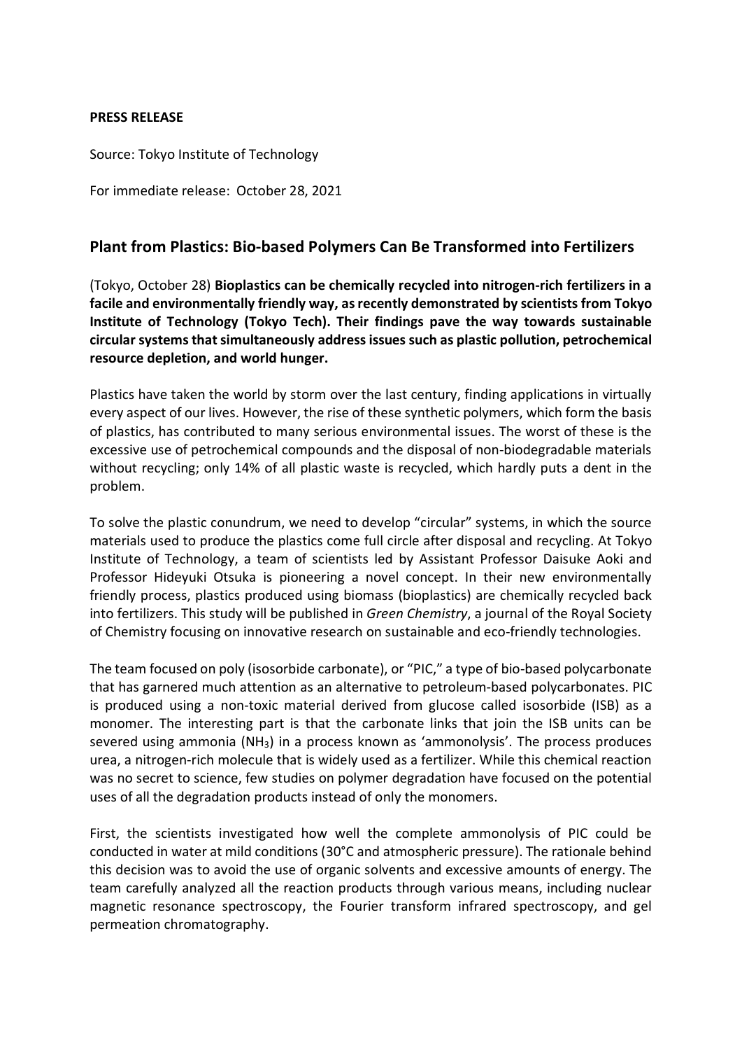**PRESS RELEASE**

Source: Tokyo Institute of Technology

For immediate release: October 28, 2021

## Plant from Plastics: Bio-based Polymers Can Be Transformed into Fertilizers

(Tokyo, October 28) **Bioplastics can be chemically recycled into nitrogen-rich fertilizers in a facile and environmentally friendly way, as recently demonstrated by scientists from Tokyo Institute of Technology (Tokyo Tech). Their findings pave the way towards sustainable circular systems that simultaneously address issues such as plastic pollution, petrochemical resource depletion, and world hunger.**

Plastics have taken the world by storm over the last century, finding applications in virtually every aspect of our lives. However, the rise of these synthetic polymers, which form the basis of plastics, has contributed to many serious environmental issues. The worst of these is the excessive use of petrochemical compounds and the disposal of non-biodegradable materials without recycling; only 14% of all plastic waste is recycled, which hardly puts a dent in the problem.

To solve the plastic conundrum, we need to develop "circular" systems, in which the source materials used to produce the plastics come full circle after disposal and recycling. At Tokyo Institute of Technology, a team of scientists led by Assistant Professor Daisuke Aoki and Professor Hideyuki Otsuka is pioneering a novel concept. In their new environmentally friendly process, plastics produced using biomass (bioplastics) are chemically recycled back into fertilizers. This study will be published in *Green Chemistry*, a journal of the Royal Society of Chemistry focusing on innovative research on sustainable and eco-friendly technologies.

The team focused on poly (isosorbide carbonate), or "PIC," a type of bio-based polycarbonate that has garnered much attention as an alternative to petroleum-based polycarbonates. PIC is produced using a non-toxic material derived from glucose called isosorbide (ISB) as a monomer. The interesting part is that the carbonate links that join the ISB units can be severed using ammonia ($NH_3$) in a process known as 'ammonolysis'. The process produces urea, a nitrogen-rich molecule that is widely used as a fertilizer. While this chemical reaction was no secret to science, few studies on polymer degradation have focused on the potential uses of all the degradation products instead of only the monomers.

First, the scientists investigated how well the complete ammonolysis of PIC could be conducted in water at mild conditions (30°C and atmospheric pressure). The rationale behind this decision was to avoid the use of organic solvents and excessive amounts of energy. The team carefully analyzed all the reaction products through various means, including nuclear magnetic resonance spectroscopy, the Fourier transform infrared spectroscopy, and gel permeation chromatography.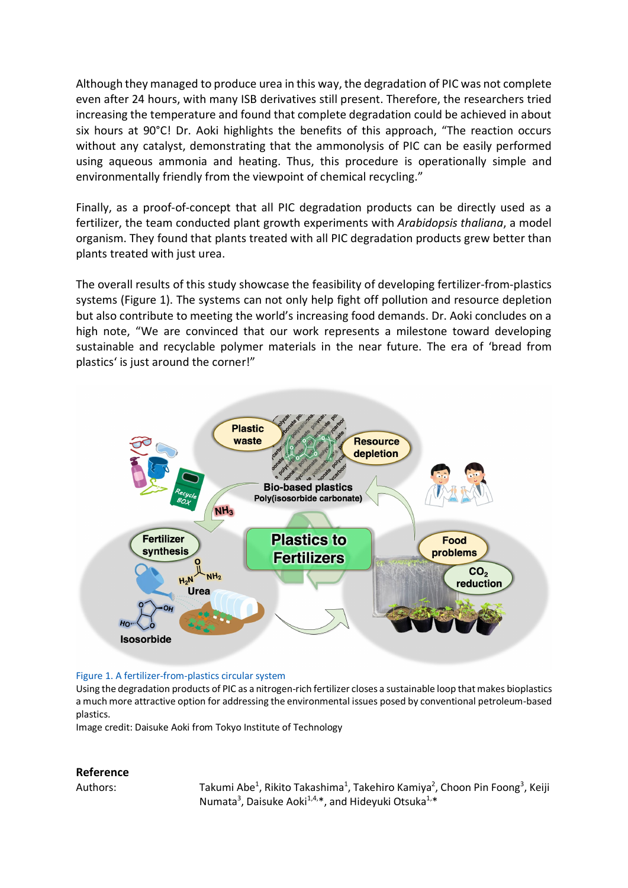Although they managed to produce urea in this way, the degradation of PIC was not complete even after 24 hours, with many ISB derivatives still present. Therefore, the researchers tried increasing the temperature and found that complete degradation could be achieved in about six hours at 90°C! Dr. Aoki highlights the benefits of this approach, "The reaction occurs without any catalyst, demonstrating that the ammonolysis of PIC can be easily performed using aqueous ammonia and heating. Thus, this procedure is operationally simple and environmentally friendly from the viewpoint of chemical recycling."

Finally, as a proof-of-concept that all PIC degradation products can be directly used as a fertilizer, the team conducted plant growth experiments with *Arabidopsis thaliana*, a model organism. They found that plants treated with all PIC degradation products grew better than plants treated with just urea.

The overall results of this study showcase the feasibility of developing fertilizer-from-plastics systems (Figure 1). The systems can not only help fight off pollution and resource depletion but also contribute to meeting the world's increasing food demands. Dr. Aoki concludes on a high note, "We are convinced that our work represents a milestone toward developing sustainable and recyclable polymer materials in the near future. The era of 'bread from plastics' is just around the corner!"

Figure 1. A fertilizer-from-plastics circular system

Using the degradation products of PIC as a nitrogen-rich fertilizer closes a sustainable loop that makes bioplastics a much more attractive option for addressing the environmental issues posed by conventional petroleum-based plastics.

Image credit: Daisuke Aoki from Tokyo Institute of Technology

## Reference

Authors: Takumi Abe[1], Rikito Takashima[1], Takehiro Kamiya[2], Choon Pin Foong[3], Keiji Numata[3], Daisuke Aoki[1,4,*], and Hideyuki Otsuka[1,*]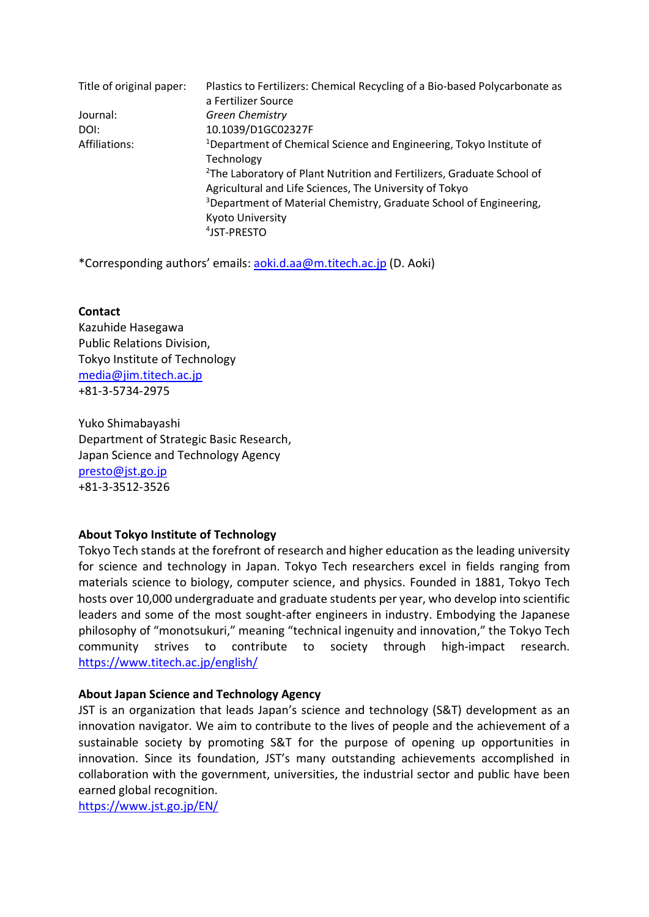| | |
|---|---|
| Title of original paper: | Plastics to Fertilizers: Chemical Recycling of a Bio-based Polycarbonate as a Fertilizer Source |
| Journal: | *Green Chemistry* |
| DOI: | 10.1039/D1GC02327F |
| Affiliations: | [1]Department of Chemical Science and Engineering, Tokyo Institute of Technology<br>[2]The Laboratory of Plant Nutrition and Fertilizers, Graduate School of Agricultural and Life Sciences, The University of Tokyo<br>[3]Department of Material Chemistry, Graduate School of Engineering, Kyoto University<br>[4]JST-PRESTO |

*Corresponding authors' emails: aoki.d.aa@m.titech.ac.jp (D. Aoki)

**Contact**

Kazuhide Hasegawa
Public Relations Division,
Tokyo Institute of Technology
media@jim.titech.ac.jp
+81-3-5734-2975

Yuko Shimabayashi
Department of Strategic Basic Research,
Japan Science and Technology Agency
presto@jst.go.jp
+81-3-3512-3526

**About Tokyo Institute of Technology**

Tokyo Tech stands at the forefront of research and higher education as the leading university for science and technology in Japan. Tokyo Tech researchers excel in fields ranging from materials science to biology, computer science, and physics. Founded in 1881, Tokyo Tech hosts over 10,000 undergraduate and graduate students per year, who develop into scientific leaders and some of the most sought-after engineers in industry. Embodying the Japanese philosophy of "monotsukuri," meaning "technical ingenuity and innovation," the Tokyo Tech community strives to contribute to society through high-impact research. https://www.titech.ac.jp/english/

**About Japan Science and Technology Agency**

JST is an organization that leads Japan's science and technology (S&T) development as an innovation navigator. We aim to contribute to the lives of people and the achievement of a sustainable society by promoting S&T for the purpose of opening up opportunities in innovation. Since its foundation, JST's many outstanding achievements accomplished in collaboration with the government, universities, the industrial sector and public have been earned global recognition.
https://www.jst.go.jp/EN/